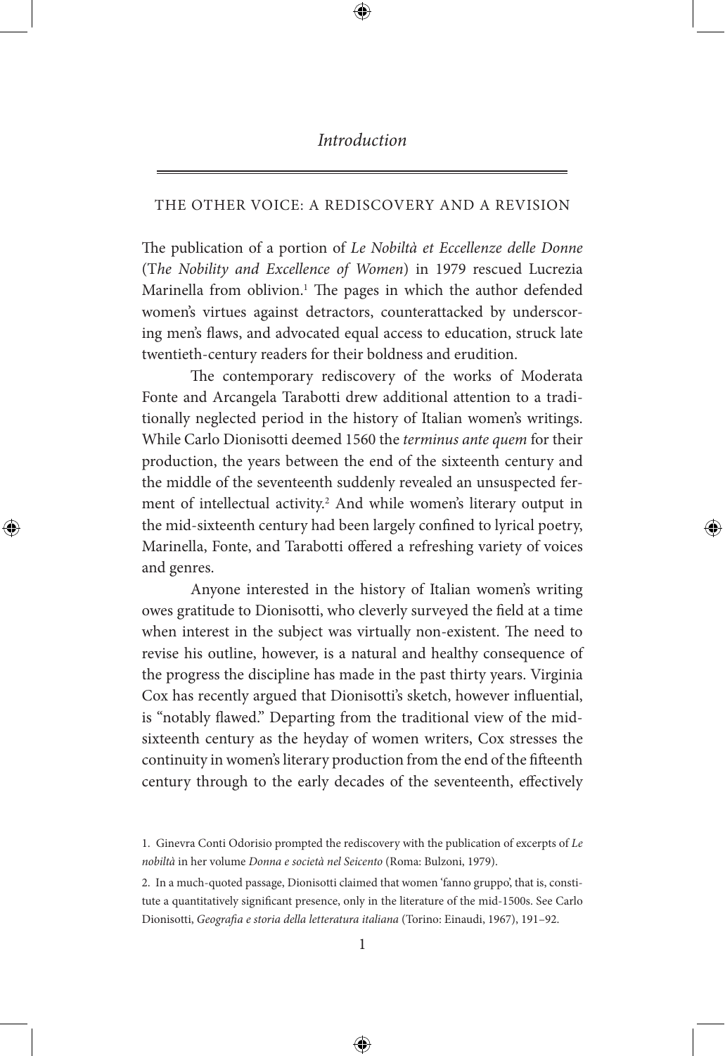# *Introduction*

## THE OTHER VOICE: A REDISCOVERY AND A REVISION

The publication of a portion of *Le Nobiltà et Eccellenze delle Donne* (*The Nobility and Excellence of Women*) in 1979 rescued Lucrezia Marinella from oblivion.[1] The pages in which the author defended women's virtues against detractors, counterattacked by underscoring men's flaws, and advocated equal access to education, struck late twentieth-century readers for their boldness and erudition.

The contemporary rediscovery of the works of Moderata Fonte and Arcangela Tarabotti drew additional attention to a traditionally neglected period in the history of Italian women's writings. While Carlo Dionisotti deemed 1560 the *terminus ante quem* for their production, the years between the end of the sixteenth century and the middle of the seventeenth suddenly revealed an unsuspected ferment of intellectual activity.[2] And while women's literary output in the mid-sixteenth century had been largely confined to lyrical poetry, Marinella, Fonte, and Tarabotti offered a refreshing variety of voices and genres.

Anyone interested in the history of Italian women's writing owes gratitude to Dionisotti, who cleverly surveyed the field at a time when interest in the subject was virtually non-existent. The need to revise his outline, however, is a natural and healthy consequence of the progress the discipline has made in the past thirty years. Virginia Cox has recently argued that Dionisotti's sketch, however influential, is "notably flawed." Departing from the traditional view of the mid-sixteenth century as the heyday of women writers, Cox stresses the continuity in women's literary production from the end of the fifteenth century through to the early decades of the seventeenth, effectively

1. Ginevra Conti Odorisio prompted the rediscovery with the publication of excerpts of *Le nobiltà* in her volume *Donna e società nel Seicento* (Roma: Bulzoni, 1979).

2. In a much-quoted passage, Dionisotti claimed that women 'fanno gruppo', that is, constitute a quantitatively significant presence, only in the literature of the mid-1500s. See Carlo Dionisotti, *Geografia e storia della letteratura italiana* (Torino: Einaudi, 1967), 191–92.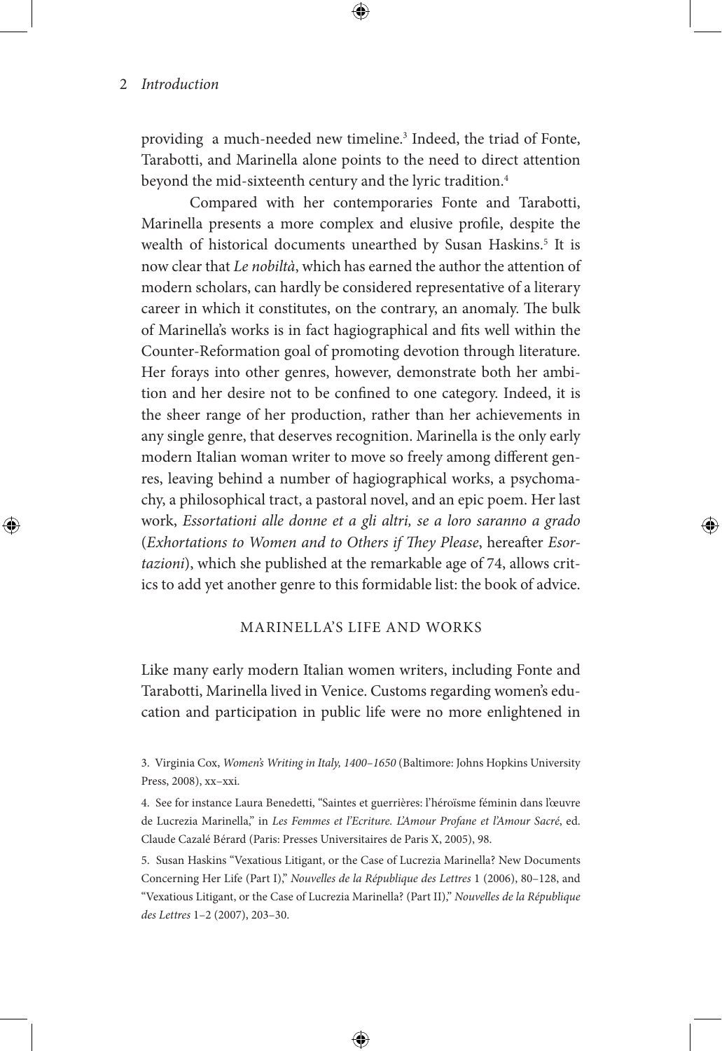providing a much-needed new timeline.[3] Indeed, the triad of Fonte, Tarabotti, and Marinella alone points to the need to direct attention beyond the mid-sixteenth century and the lyric tradition.[4]

Compared with her contemporaries Fonte and Tarabotti, Marinella presents a more complex and elusive profile, despite the wealth of historical documents unearthed by Susan Haskins.[5] It is now clear that *Le nobiltà*, which has earned the author the attention of modern scholars, can hardly be considered representative of a literary career in which it constitutes, on the contrary, an anomaly. The bulk of Marinella's works is in fact hagiographical and fits well within the Counter-Reformation goal of promoting devotion through literature. Her forays into other genres, however, demonstrate both her ambition and her desire not to be confined to one category. Indeed, it is the sheer range of her production, rather than her achievements in any single genre, that deserves recognition. Marinella is the only early modern Italian woman writer to move so freely among different genres, leaving behind a number of hagiographical works, a psychomachy, a philosophical tract, a pastoral novel, and an epic poem. Her last work, *Essortationi alle donne et a gli altri, se a loro saranno a grado* (*Exhortations to Women and to Others if They Please*, hereafter *Esortazioni*), which she published at the remarkable age of 74, allows critics to add yet another genre to this formidable list: the book of advice.

## MARINELLA'S LIFE AND WORKS

Like many early modern Italian women writers, including Fonte and Tarabotti, Marinella lived in Venice. Customs regarding women's education and participation in public life were no more enlightened in

3. Virginia Cox, *Women's Writing in Italy, 1400–1650* (Baltimore: Johns Hopkins University Press, 2008), xx–xxi.

4. See for instance Laura Benedetti, "Saintes et guerrières: l'héroïsme féminin dans l'œuvre de Lucrezia Marinella," in *Les Femmes et l'Ecriture. L'Amour Profane et l'Amour Sacré*, ed. Claude Cazalé Bérard (Paris: Presses Universitaires de Paris X, 2005), 98.

5. Susan Haskins "Vexatious Litigant, or the Case of Lucrezia Marinella? New Documents Concerning Her Life (Part I)," *Nouvelles de la République des Lettres* 1 (2006), 80–128, and "Vexatious Litigant, or the Case of Lucrezia Marinella? (Part II)," *Nouvelles de la République des Lettres* 1–2 (2007), 203–30.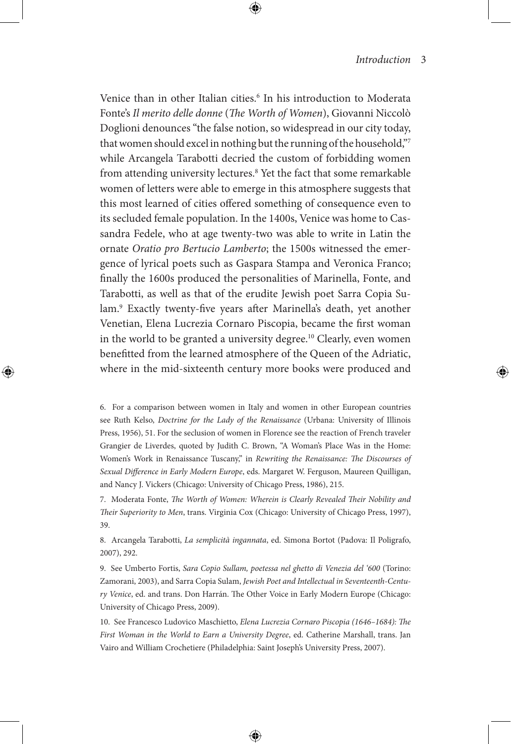Venice than in other Italian cities.[6] In his introduction to Moderata Fonte's *Il merito delle donne* (*The Worth of Women*), Giovanni Niccolò Doglioni denounces "the false notion, so widespread in our city today, that women should excel in nothing but the running of the household,"[7] while Arcangela Tarabotti decried the custom of forbidding women from attending university lectures.[8] Yet the fact that some remarkable women of letters were able to emerge in this atmosphere suggests that this most learned of cities offered something of consequence even to its secluded female population. In the 1400s, Venice was home to Cassandra Fedele, who at age twenty-two was able to write in Latin the ornate *Oratio pro Bertucio Lamberto*; the 1500s witnessed the emergence of lyrical poets such as Gaspara Stampa and Veronica Franco; finally the 1600s produced the personalities of Marinella, Fonte, and Tarabotti, as well as that of the erudite Jewish poet Sarra Copia Sulam.[9] Exactly twenty-five years after Marinella's death, yet another Venetian, Elena Lucrezia Cornaro Piscopia, became the first woman in the world to be granted a university degree.[10] Clearly, even women benefitted from the learned atmosphere of the Queen of the Adriatic, where in the mid-sixteenth century more books were produced and

6. For a comparison between women in Italy and women in other European countries see Ruth Kelso, *Doctrine for the Lady of the Renaissance* (Urbana: University of Illinois Press, 1956), 51. For the seclusion of women in Florence see the reaction of French traveler Grangier de Liverdes, quoted by Judith C. Brown, "A Woman's Place Was in the Home: Women's Work in Renaissance Tuscany," in *Rewriting the Renaissance: The Discourses of Sexual Difference in Early Modern Europe*, eds. Margaret W. Ferguson, Maureen Quilligan, and Nancy J. Vickers (Chicago: University of Chicago Press, 1986), 215.

7. Moderata Fonte, *The Worth of Women: Wherein is Clearly Revealed Their Nobility and Their Superiority to Men*, trans. Virginia Cox (Chicago: University of Chicago Press, 1997), 39.

8. Arcangela Tarabotti, *La semplicità ingannata*, ed. Simona Bortot (Padova: Il Poligrafo, 2007), 292.

9. See Umberto Fortis, *Sara Copio Sullam, poetessa nel ghetto di Venezia del '600* (Torino: Zamorani, 2003), and Sarra Copia Sulam, *Jewish Poet and Intellectual in Seventeenth-Century Venice*, ed. and trans. Don Harrán. The Other Voice in Early Modern Europe (Chicago: University of Chicago Press, 2009).

10. See Francesco Ludovico Maschietto, *Elena Lucrezia Cornaro Piscopia (1646–1684): The First Woman in the World to Earn a University Degree*, ed. Catherine Marshall, trans. Jan Vairo and William Crochetiere (Philadelphia: Saint Joseph's University Press, 2007).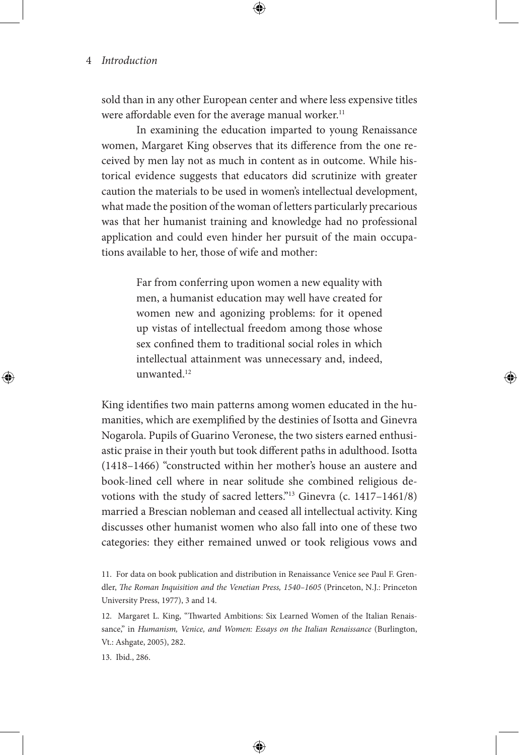sold than in any other European center and where less expensive titles were affordable even for the average manual worker.[11]

In examining the education imparted to young Renaissance women, Margaret King observes that its difference from the one received by men lay not as much in content as in outcome. While historical evidence suggests that educators did scrutinize with greater caution the materials to be used in women's intellectual development, what made the position of the woman of letters particularly precarious was that her humanist training and knowledge had no professional application and could even hinder her pursuit of the main occupations available to her, those of wife and mother:

> Far from conferring upon women a new equality with men, a humanist education may well have created for women new and agonizing problems: for it opened up vistas of intellectual freedom among those whose sex confined them to traditional social roles in which intellectual attainment was unnecessary and, indeed, unwanted.[12]

King identifies two main patterns among women educated in the humanities, which are exemplified by the destinies of Isotta and Ginevra Nogarola. Pupils of Guarino Veronese, the two sisters earned enthusiastic praise in their youth but took different paths in adulthood. Isotta (1418–1466) "constructed within her mother's house an austere and book-lined cell where in near solitude she combined religious devotions with the study of sacred letters."[13] Ginevra (c. 1417–1461/8) married a Brescian nobleman and ceased all intellectual activity. King discusses other humanist women who also fall into one of these two categories: they either remained unwed or took religious vows and

11. For data on book publication and distribution in Renaissance Venice see Paul F. Grendler, *The Roman Inquisition and the Venetian Press, 1540–1605* (Princeton, N.J.: Princeton University Press, 1977), 3 and 14.

12. Margaret L. King, "Thwarted Ambitions: Six Learned Women of the Italian Renaissance," in *Humanism, Venice, and Women: Essays on the Italian Renaissance* (Burlington, Vt.: Ashgate, 2005), 282.

13. Ibid., 286.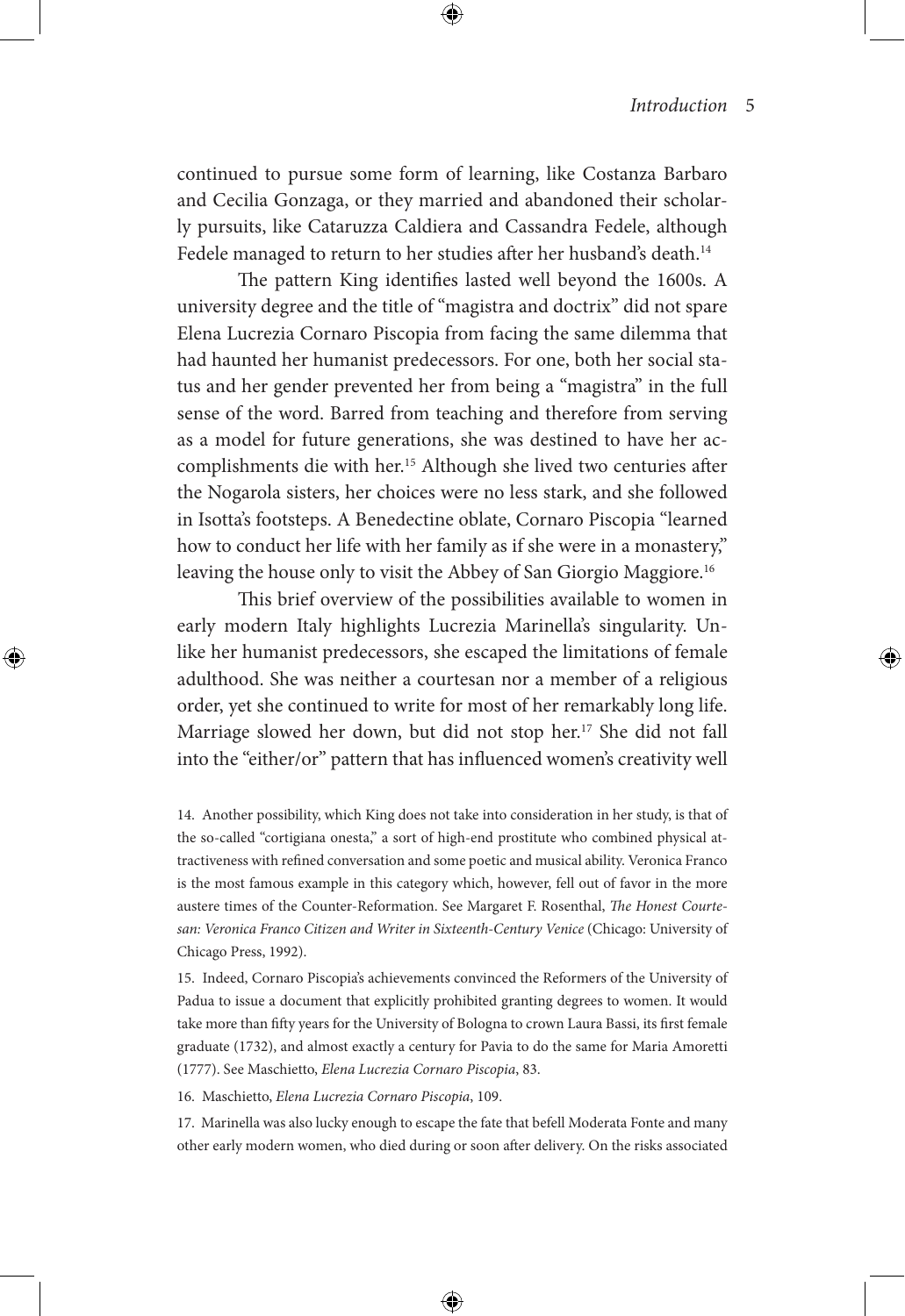continued to pursue some form of learning, like Costanza Barbaro and Cecilia Gonzaga, or they married and abandoned their scholarly pursuits, like Cataruzza Caldiera and Cassandra Fedele, although Fedele managed to return to her studies after her husband's death.[14]

The pattern King identifies lasted well beyond the 1600s. A university degree and the title of "magistra and doctrix" did not spare Elena Lucrezia Cornaro Piscopia from facing the same dilemma that had haunted her humanist predecessors. For one, both her social status and her gender prevented her from being a "magistra" in the full sense of the word. Barred from teaching and therefore from serving as a model for future generations, she was destined to have her accomplishments die with her.[15] Although she lived two centuries after the Nogarola sisters, her choices were no less stark, and she followed in Isotta's footsteps. A Benedectine oblate, Cornaro Piscopia "learned how to conduct her life with her family as if she were in a monastery," leaving the house only to visit the Abbey of San Giorgio Maggiore.[16]

This brief overview of the possibilities available to women in early modern Italy highlights Lucrezia Marinella's singularity. Unlike her humanist predecessors, she escaped the limitations of female adulthood. She was neither a courtesan nor a member of a religious order, yet she continued to write for most of her remarkably long life. Marriage slowed her down, but did not stop her.[17] She did not fall into the "either/or" pattern that has influenced women's creativity well

14. Another possibility, which King does not take into consideration in her study, is that of the so-called "cortigiana onesta," a sort of high-end prostitute who combined physical attractiveness with refined conversation and some poetic and musical ability. Veronica Franco is the most famous example in this category which, however, fell out of favor in the more austere times of the Counter-Reformation. See Margaret F. Rosenthal, *The Honest Courtesan: Veronica Franco Citizen and Writer in Sixteenth-Century Venice* (Chicago: University of Chicago Press, 1992).

15. Indeed, Cornaro Piscopia's achievements convinced the Reformers of the University of Padua to issue a document that explicitly prohibited granting degrees to women. It would take more than fifty years for the University of Bologna to crown Laura Bassi, its first female graduate (1732), and almost exactly a century for Pavia to do the same for Maria Amoretti (1777). See Maschietto, *Elena Lucrezia Cornaro Piscopia*, 83.

16. Maschietto, *Elena Lucrezia Cornaro Piscopia*, 109.

17. Marinella was also lucky enough to escape the fate that befell Moderata Fonte and many other early modern women, who died during or soon after delivery. On the risks associated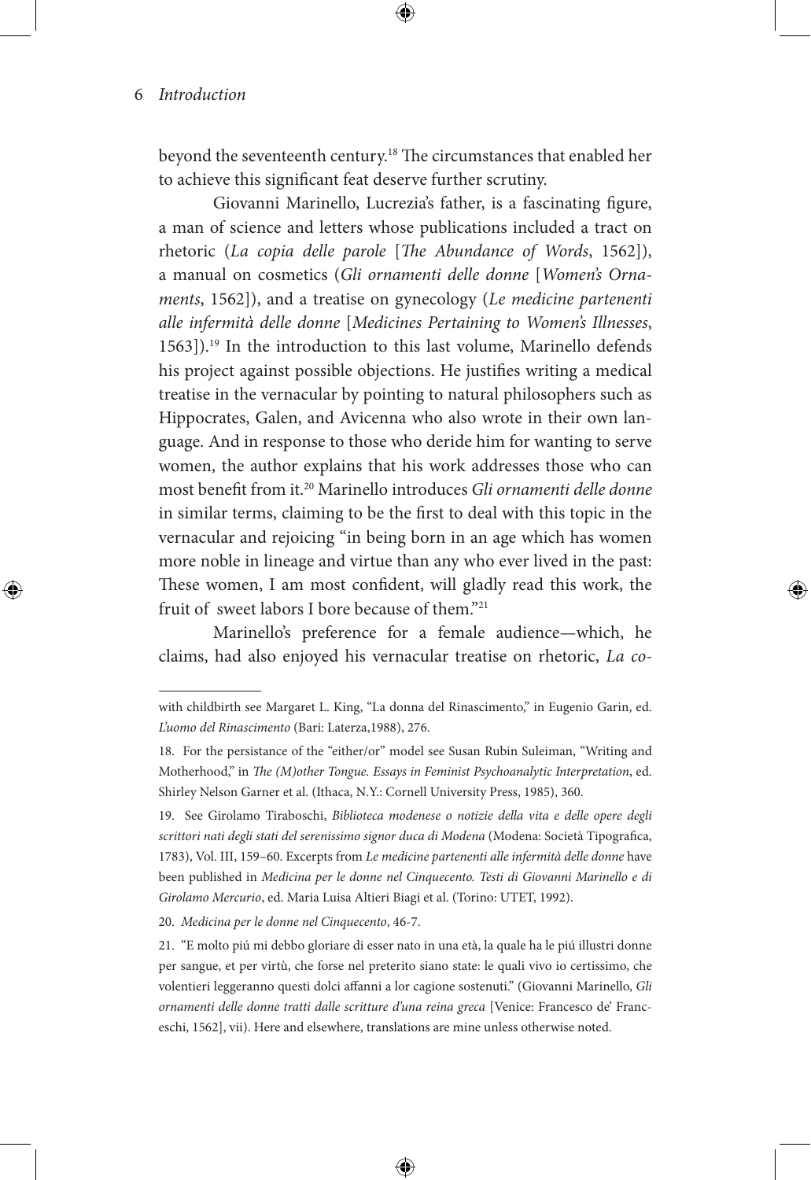beyond the seventeenth century.[18] The circumstances that enabled her to achieve this significant feat deserve further scrutiny.

Giovanni Marinello, Lucrezia's father, is a fascinating figure, a man of science and letters whose publications included a tract on rhetoric (*La copia delle parole* [*The Abundance of Words*, 1562]), a manual on cosmetics (*Gli ornamenti delle donne* [*Women's Ornaments*, 1562]), and a treatise on gynecology (*Le medicine partenenti alle infermità delle donne* [*Medicines Pertaining to Women's Illnesses*, 1563]).[19] In the introduction to this last volume, Marinello defends his project against possible objections. He justifies writing a medical treatise in the vernacular by pointing to natural philosophers such as Hippocrates, Galen, and Avicenna who also wrote in their own language. And in response to those who deride him for wanting to serve women, the author explains that his work addresses those who can most benefit from it.[20] Marinello introduces *Gli ornamenti delle donne* in similar terms, claiming to be the first to deal with this topic in the vernacular and rejoicing "in being born in an age which has women more noble in lineage and virtue than any who ever lived in the past: These women, I am most confident, will gladly read this work, the fruit of sweet labors I bore because of them."[21]

Marinello's preference for a female audience—which, he claims, had also enjoyed his vernacular treatise on rhetoric, *La co-*

---

with childbirth see Margaret L. King, "La donna del Rinascimento," in Eugenio Garin, ed. *L'uomo del Rinascimento* (Bari: Laterza,1988), 276.

18. For the persistance of the "either/or" model see Susan Rubin Suleiman, "Writing and Motherhood," in *The (M)other Tongue. Essays in Feminist Psychoanalytic Interpretation*, ed. Shirley Nelson Garner et al. (Ithaca, N.Y.: Cornell University Press, 1985), 360.

19. See Girolamo Tiraboschi, *Biblioteca modenese o notizie della vita e delle opere degli scrittori nati degli stati del serenissimo signor duca di Modena* (Modena: Società Tipografica, 1783), Vol. III, 159–60. Excerpts from *Le medicine partenenti alle infermità delle donne* have been published in *Medicina per le donne nel Cinquecento. Testi di Giovanni Marinello e di Girolamo Mercurio*, ed. Maria Luisa Altieri Biagi et al. (Torino: UTET, 1992).

20. *Medicina per le donne nel Cinquecento*, 46-7.

21. "E molto piú mi debbo gloriare di esser nato in una età, la quale ha le piú illustri donne per sangue, et per virtù, che forse nel preterito siano state: le quali vivo io certissimo, che volentieri leggeranno questi dolci affanni a lor cagione sostenuti." (Giovanni Marinello, *Gli ornamenti delle donne tratti dalle scritture d'una reina greca* [Venice: Francesco de' Franceschi, 1562], vii). Here and elsewhere, translations are mine unless otherwise noted.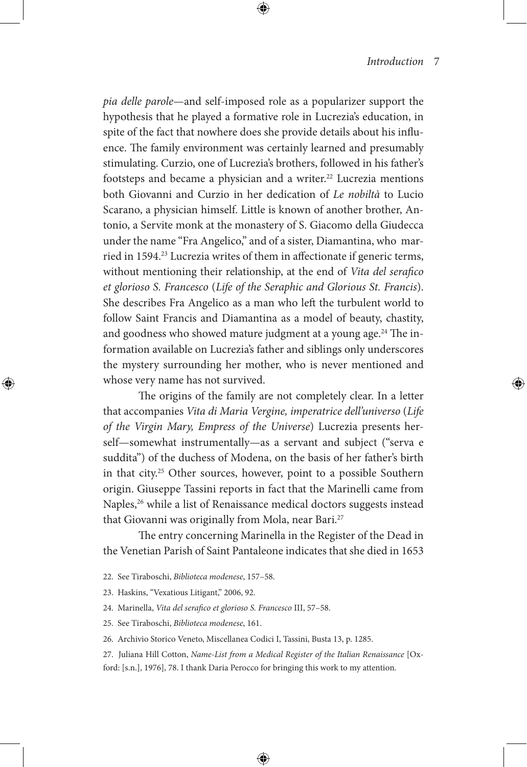*pia delle parole*—and self-imposed role as a popularizer support the hypothesis that he played a formative role in Lucrezia's education, in spite of the fact that nowhere does she provide details about his influence. The family environment was certainly learned and presumably stimulating. Curzio, one of Lucrezia's brothers, followed in his father's footsteps and became a physician and a writer.[22] Lucrezia mentions both Giovanni and Curzio in her dedication of *Le nobiltà* to Lucio Scarano, a physician himself. Little is known of another brother, Antonio, a Servite monk at the monastery of S. Giacomo della Giudecca under the name "Fra Angelico," and of a sister, Diamantina, who married in 1594.[23] Lucrezia writes of them in affectionate if generic terms, without mentioning their relationship, at the end of *Vita del serafico et glorioso S. Francesco* (*Life of the Seraphic and Glorious St. Francis*). She describes Fra Angelico as a man who left the turbulent world to follow Saint Francis and Diamantina as a model of beauty, chastity, and goodness who showed mature judgment at a young age.[24] The information available on Lucrezia's father and siblings only underscores the mystery surrounding her mother, who is never mentioned and whose very name has not survived.

The origins of the family are not completely clear. In a letter that accompanies *Vita di Maria Vergine, imperatrice dell'universo* (*Life of the Virgin Mary, Empress of the Universe*) Lucrezia presents herself—somewhat instrumentally—as a servant and subject ("serva e suddita") of the duchess of Modena, on the basis of her father's birth in that city.[25] Other sources, however, point to a possible Southern origin. Giuseppe Tassini reports in fact that the Marinelli came from Naples,[26] while a list of Renaissance medical doctors suggests instead that Giovanni was originally from Mola, near Bari.[27]

The entry concerning Marinella in the Register of the Dead in the Venetian Parish of Saint Pantaleone indicates that she died in 1653

22. See Tiraboschi, *Biblioteca modenese*, 157–58.

23. Haskins, "Vexatious Litigant," 2006, 92.

24. Marinella, *Vita del serafico et glorioso S. Francesco* III, 57–58.

25. See Tiraboschi, *Biblioteca modenese*, 161.

26. Archivio Storico Veneto, Miscellanea Codici I, Tassini, Busta 13, p. 1285.

27. Juliana Hill Cotton, *Name-List from a Medical Register of the Italian Renaissance* [Oxford: [s.n.], 1976], 78. I thank Daria Perocco for bringing this work to my attention.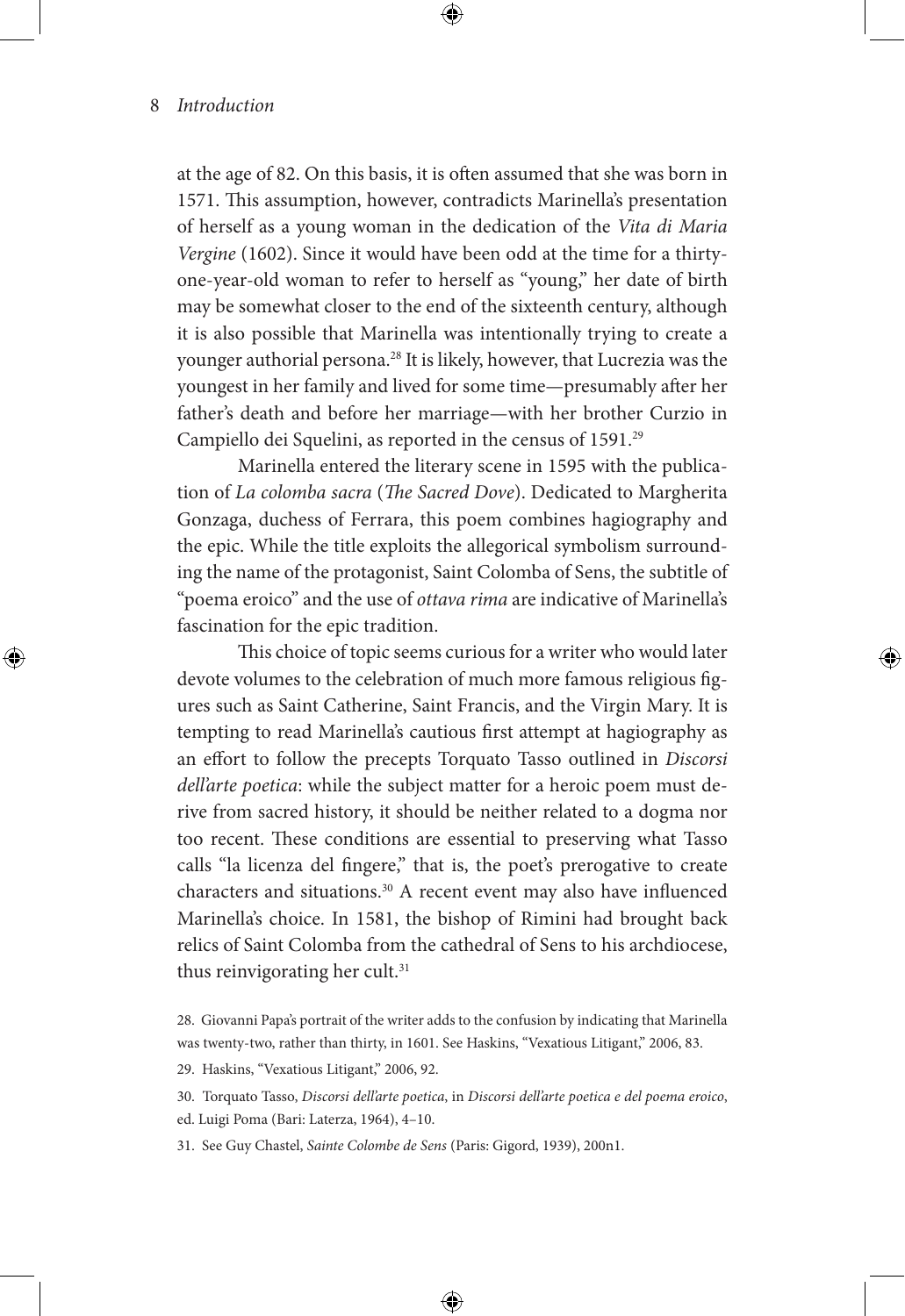at the age of 82. On this basis, it is often assumed that she was born in 1571. This assumption, however, contradicts Marinella's presentation of herself as a young woman in the dedication of the *Vita di Maria Vergine* (1602). Since it would have been odd at the time for a thirty-one-year-old woman to refer to herself as "young," her date of birth may be somewhat closer to the end of the sixteenth century, although it is also possible that Marinella was intentionally trying to create a younger authorial persona.[28] It is likely, however, that Lucrezia was the youngest in her family and lived for some time—presumably after her father's death and before her marriage—with her brother Curzio in Campiello dei Squelini, as reported in the census of 1591.[29]

Marinella entered the literary scene in 1595 with the publication of *La colomba sacra* (*The Sacred Dove*). Dedicated to Margherita Gonzaga, duchess of Ferrara, this poem combines hagiography and the epic. While the title exploits the allegorical symbolism surrounding the name of the protagonist, Saint Colomba of Sens, the subtitle of "poema eroico" and the use of *ottava rima* are indicative of Marinella's fascination for the epic tradition.

This choice of topic seems curious for a writer who would later devote volumes to the celebration of much more famous religious figures such as Saint Catherine, Saint Francis, and the Virgin Mary. It is tempting to read Marinella's cautious first attempt at hagiography as an effort to follow the precepts Torquato Tasso outlined in *Discorsi dell'arte poetica*: while the subject matter for a heroic poem must derive from sacred history, it should be neither related to a dogma nor too recent. These conditions are essential to preserving what Tasso calls "la licenza del fingere," that is, the poet's prerogative to create characters and situations.[30] A recent event may also have influenced Marinella's choice. In 1581, the bishop of Rimini had brought back relics of Saint Colomba from the cathedral of Sens to his archdiocese, thus reinvigorating her cult.[31]

28. Giovanni Papa's portrait of the writer adds to the confusion by indicating that Marinella was twenty-two, rather than thirty, in 1601. See Haskins, "Vexatious Litigant," 2006, 83.

29. Haskins, "Vexatious Litigant," 2006, 92.

30. Torquato Tasso, *Discorsi dell'arte poetica*, in *Discorsi dell'arte poetica e del poema eroico*, ed. Luigi Poma (Bari: Laterza, 1964), 4–10.

31. See Guy Chastel, *Sainte Colombe de Sens* (Paris: Gigord, 1939), 200n1.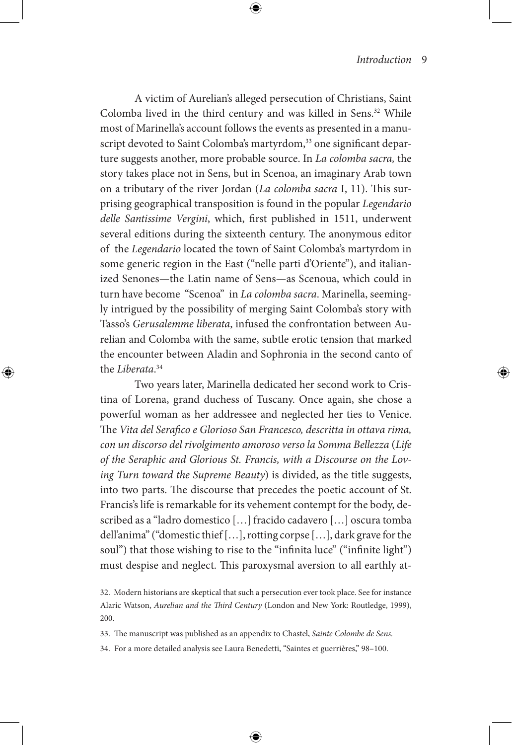A victim of Aurelian's alleged persecution of Christians, Saint Colomba lived in the third century and was killed in Sens.[32] While most of Marinella's account follows the events as presented in a manuscript devoted to Saint Colomba's martyrdom,[33] one significant departure suggests another, more probable source. In *La colomba sacra,* the story takes place not in Sens, but in Scenoa, an imaginary Arab town on a tributary of the river Jordan (*La colomba sacra* I, 11). This surprising geographical transposition is found in the popular *Legendario delle Santissime Vergini*, which, first published in 1511, underwent several editions during the sixteenth century. The anonymous editor of the *Legendario* located the town of Saint Colomba's martyrdom in some generic region in the East ("nelle parti d'Oriente"), and italianized Senones—the Latin name of Sens—as Scenoua, which could in turn have become "Scenoa" in *La colomba sacra*. Marinella, seemingly intrigued by the possibility of merging Saint Colomba's story with Tasso's *Gerusalemme liberata*, infused the confrontation between Aurelian and Colomba with the same, subtle erotic tension that marked the encounter between Aladin and Sophronia in the second canto of the *Liberata*.[34]

Two years later, Marinella dedicated her second work to Cristina of Lorena, grand duchess of Tuscany. Once again, she chose a powerful woman as her addressee and neglected her ties to Venice. The *Vita del Serafico e Glorioso San Francesco, descritta in ottava rima, con un discorso del rivolgimento amoroso verso la Somma Bellezza* (*Life of the Seraphic and Glorious St. Francis, with a Discourse on the Loving Turn toward the Supreme Beauty*) is divided, as the title suggests, into two parts. The discourse that precedes the poetic account of St. Francis's life is remarkable for its vehement contempt for the body, described as a "ladro domestico […] fracido cadavero […] oscura tomba dell'anima" ("domestic thief […], rotting corpse […], dark grave for the soul") that those wishing to rise to the "infinita luce" ("infinite light") must despise and neglect. This paroxysmal aversion to all earthly at-

32. Modern historians are skeptical that such a persecution ever took place. See for instance Alaric Watson, *Aurelian and the Third Century* (London and New York: Routledge, 1999), 200.

33. The manuscript was published as an appendix to Chastel, *Sainte Colombe de Sens.*

34. For a more detailed analysis see Laura Benedetti, "Saintes et guerrières," 98–100.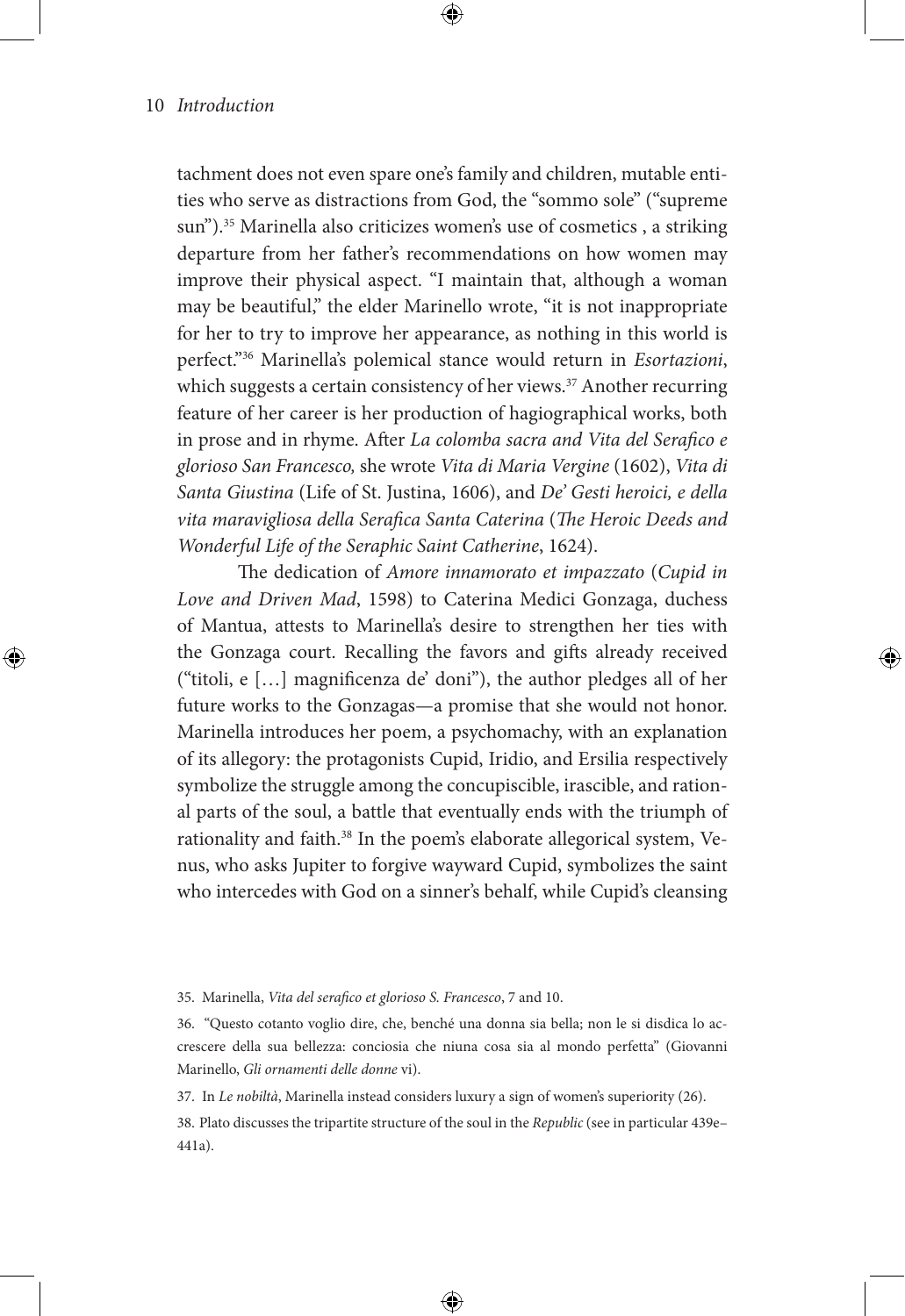tachment does not even spare one's family and children, mutable entities who serve as distractions from God, the "sommo sole" ("supreme sun").[35] Marinella also criticizes women's use of cosmetics , a striking departure from her father's recommendations on how women may improve their physical aspect. "I maintain that, although a woman may be beautiful," the elder Marinello wrote, "it is not inappropriate for her to try to improve her appearance, as nothing in this world is perfect."[36] Marinella's polemical stance would return in *Esortazioni*, which suggests a certain consistency of her views.[37] Another recurring feature of her career is her production of hagiographical works, both in prose and in rhyme. After *La colomba sacra and Vita del Serafico e glorioso San Francesco,* she wrote *Vita di Maria Vergine* (1602), *Vita di Santa Giustina* (Life of St. Justina, 1606), and *De' Gesti heroici, e della vita maravigliosa della Serafica Santa Caterina* (*The Heroic Deeds and Wonderful Life of the Seraphic Saint Catherine*, 1624).

The dedication of *Amore innamorato et impazzato* (*Cupid in Love and Driven Mad*, 1598) to Caterina Medici Gonzaga, duchess of Mantua, attests to Marinella's desire to strengthen her ties with the Gonzaga court. Recalling the favors and gifts already received ("titoli, e […] magnificenza de' doni"), the author pledges all of her future works to the Gonzagas—a promise that she would not honor. Marinella introduces her poem, a psychomachy, with an explanation of its allegory: the protagonists Cupid, Iridio, and Ersilia respectively symbolize the struggle among the concupiscible, irascible, and rational parts of the soul, a battle that eventually ends with the triumph of rationality and faith.[38] In the poem's elaborate allegorical system, Venus, who asks Jupiter to forgive wayward Cupid, symbolizes the saint who intercedes with God on a sinner's behalf, while Cupid's cleansing

---

35. Marinella, *Vita del serafico et glorioso S. Francesco*, 7 and 10.

36. "Questo cotanto voglio dire, che, benché una donna sia bella; non le si disdica lo accrescere della sua bellezza: conciosia che niuna cosa sia al mondo perfetta" (Giovanni Marinello, *Gli ornamenti delle donne* vi).

37. In *Le nobiltà*, Marinella instead considers luxury a sign of women's superiority (26).

38. Plato discusses the tripartite structure of the soul in the *Republic* (see in particular 439e–441a).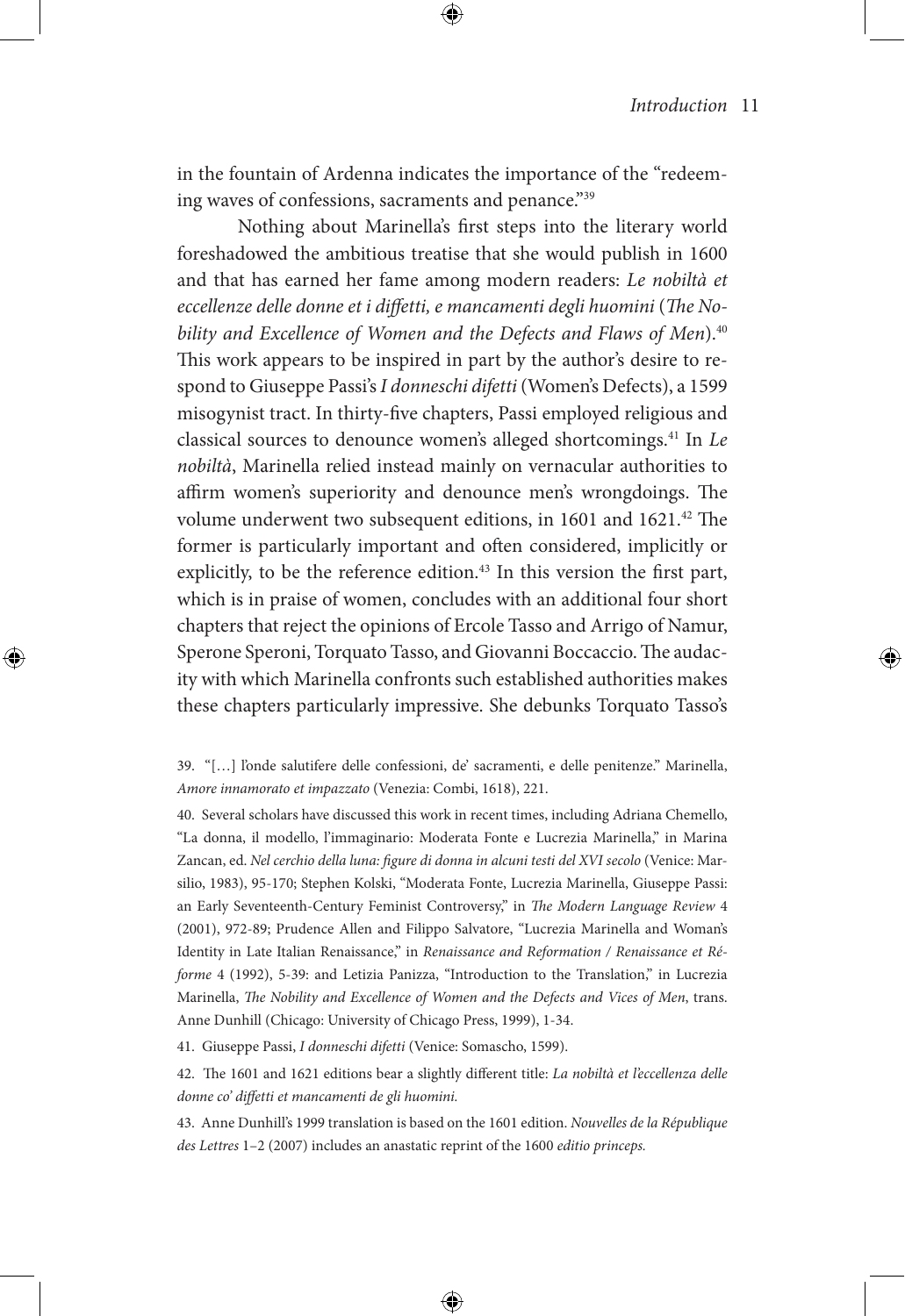in the fountain of Ardenna indicates the importance of the "redeeming waves of confessions, sacraments and penance."[39]

Nothing about Marinella's first steps into the literary world foreshadowed the ambitious treatise that she would publish in 1600 and that has earned her fame among modern readers: *Le nobiltà et eccellenze delle donne et i diffetti, e mancamenti degli huomini* (*The Nobility and Excellence of Women and the Defects and Flaws of Men*).[40] This work appears to be inspired in part by the author's desire to respond to Giuseppe Passi's *I donneschi difetti* (Women's Defects), a 1599 misogynist tract. In thirty-five chapters, Passi employed religious and classical sources to denounce women's alleged shortcomings.[41] In *Le nobiltà*, Marinella relied instead mainly on vernacular authorities to affirm women's superiority and denounce men's wrongdoings. The volume underwent two subsequent editions, in 1601 and 1621.[42] The former is particularly important and often considered, implicitly or explicitly, to be the reference edition.[43] In this version the first part, which is in praise of women, concludes with an additional four short chapters that reject the opinions of Ercole Tasso and Arrigo of Namur, Sperone Speroni, Torquato Tasso, and Giovanni Boccaccio. The audacity with which Marinella confronts such established authorities makes these chapters particularly impressive. She debunks Torquato Tasso's

39. "[…] l'onde salutifere delle confessioni, de' sacramenti, e delle penitenze." Marinella, *Amore innamorato et impazzato* (Venezia: Combi, 1618), 221.

40. Several scholars have discussed this work in recent times, including Adriana Chemello, "La donna, il modello, l'immaginario: Moderata Fonte e Lucrezia Marinella," in Marina Zancan, ed. *Nel cerchio della luna: figure di donna in alcuni testi del XVI secolo* (Venice: Marsilio, 1983), 95-170; Stephen Kolski, "Moderata Fonte, Lucrezia Marinella, Giuseppe Passi: an Early Seventeenth-Century Feminist Controversy," in *The Modern Language Review* 4 (2001), 972-89; Prudence Allen and Filippo Salvatore, "Lucrezia Marinella and Woman's Identity in Late Italian Renaissance," in *Renaissance and Reformation / Renaissance et Réforme* 4 (1992), 5-39: and Letizia Panizza, "Introduction to the Translation," in Lucrezia Marinella, *The Nobility and Excellence of Women and the Defects and Vices of Men*, trans. Anne Dunhill (Chicago: University of Chicago Press, 1999), 1-34.

41. Giuseppe Passi, *I donneschi difetti* (Venice: Somascho, 1599).

42. The 1601 and 1621 editions bear a slightly different title: *La nobiltà et l'eccellenza delle donne co' diffetti et mancamenti de gli huomini.*

43. Anne Dunhill's 1999 translation is based on the 1601 edition. *Nouvelles de la République des Lettres* 1–2 (2007) includes an anastatic reprint of the 1600 *editio princeps.*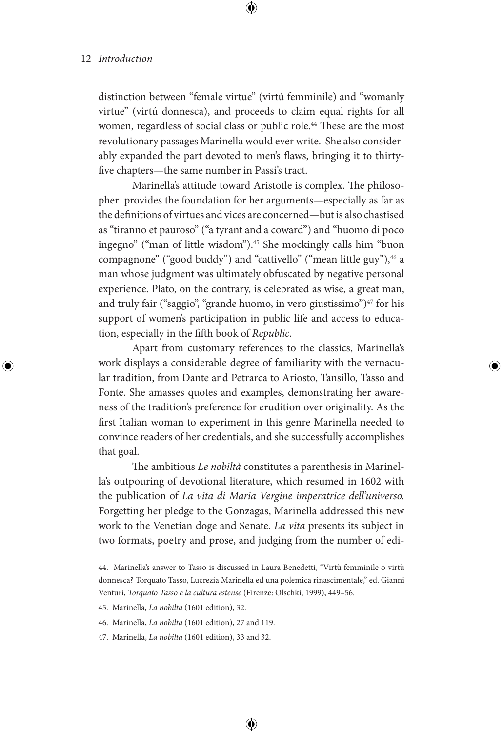distinction between "female virtue" (virtú femminile) and "womanly virtue" (virtú donnesca), and proceeds to claim equal rights for all women, regardless of social class or public role.[44] These are the most revolutionary passages Marinella would ever write. She also considerably expanded the part devoted to men's flaws, bringing it to thirty-five chapters—the same number in Passi's tract.

Marinella's attitude toward Aristotle is complex. The philosopher provides the foundation for her arguments—especially as far as the definitions of virtues and vices are concerned—but is also chastised as "tiranno et pauroso" ("a tyrant and a coward") and "huomo di poco ingegno" ("man of little wisdom").[45] She mockingly calls him "buon compagnone" ("good buddy") and "cattivello" ("mean little guy"),[46] a man whose judgment was ultimately obfuscated by negative personal experience. Plato, on the contrary, is celebrated as wise, a great man, and truly fair ("saggio", "grande huomo, in vero giustissimo")[47] for his support of women's participation in public life and access to education, especially in the fifth book of *Republic*.

Apart from customary references to the classics, Marinella's work displays a considerable degree of familiarity with the vernacular tradition, from Dante and Petrarca to Ariosto, Tansillo, Tasso and Fonte. She amasses quotes and examples, demonstrating her awareness of the tradition's preference for erudition over originality. As the first Italian woman to experiment in this genre Marinella needed to convince readers of her credentials, and she successfully accomplishes that goal.

The ambitious *Le nobiltà* constitutes a parenthesis in Marinella's outpouring of devotional literature, which resumed in 1602 with the publication of *La vita di Maria Vergine imperatrice dell'universo.* Forgetting her pledge to the Gonzagas, Marinella addressed this new work to the Venetian doge and Senate. *La vita* presents its subject in two formats, poetry and prose, and judging from the number of edi-

44. Marinella's answer to Tasso is discussed in Laura Benedetti, "Virtù femminile o virtù donnesca? Torquato Tasso, Lucrezia Marinella ed una polemica rinascimentale," ed. Gianni Venturi, *Torquato Tasso e la cultura estense* (Firenze: Olschki, 1999), 449–56.

45. Marinella, *La nobiltà* (1601 edition), 32.

46. Marinella, *La nobiltà* (1601 edition), 27 and 119.

47. Marinella, *La nobiltà* (1601 edition), 33 and 32.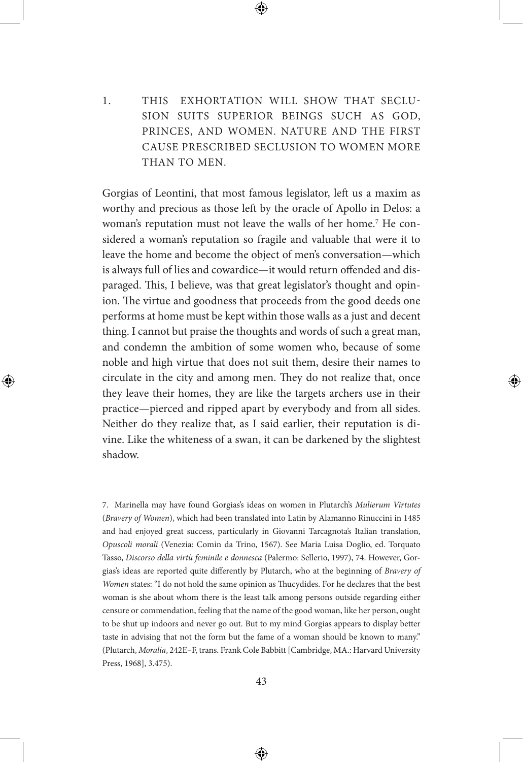## 1. THIS EXHORTATION WILL SHOW THAT SECLUSION SUITS SUPERIOR BEINGS SUCH AS GOD, PRINCES, AND WOMEN. NATURE AND THE FIRST CAUSE PRESCRIBED SECLUSION TO WOMEN MORE THAN TO MEN.

Gorgias of Leontini, that most famous legislator, left us a maxim as worthy and precious as those left by the oracle of Apollo in Delos: a woman's reputation must not leave the walls of her home.[7] He considered a woman's reputation so fragile and valuable that were it to leave the home and become the object of men's conversation—which is always full of lies and cowardice—it would return offended and disparaged. This, I believe, was that great legislator's thought and opinion. The virtue and goodness that proceeds from the good deeds one performs at home must be kept within those walls as a just and decent thing. I cannot but praise the thoughts and words of such a great man, and condemn the ambition of some women who, because of some noble and high virtue that does not suit them, desire their names to circulate in the city and among men. They do not realize that, once they leave their homes, they are like the targets archers use in their practice—pierced and ripped apart by everybody and from all sides. Neither do they realize that, as I said earlier, their reputation is divine. Like the whiteness of a swan, it can be darkened by the slightest shadow.

7. Marinella may have found Gorgias's ideas on women in Plutarch's *Mulierum Virtutes* (*Bravery of Women*), which had been translated into Latin by Alamanno Rinuccini in 1485 and had enjoyed great success, particularly in Giovanni Tarcagnota's Italian translation, *Opuscoli morali* (Venezia: Comin da Trino, 1567). See Maria Luisa Doglio, ed. Torquato Tasso, *Discorso della virtù feminile e donnesca* (Palermo: Sellerio, 1997), 74. However, Gorgias's ideas are reported quite differently by Plutarch, who at the beginning of *Bravery of Women* states: "I do not hold the same opinion as Thucydides. For he declares that the best woman is she about whom there is the least talk among persons outside regarding either censure or commendation, feeling that the name of the good woman, like her person, ought to be shut up indoors and never go out. But to my mind Gorgias appears to display better taste in advising that not the form but the fame of a woman should be known to many." (Plutarch, *Moralia*, 242E–F, trans. Frank Cole Babbitt [Cambridge, MA.: Harvard University Press, 1968], 3.475).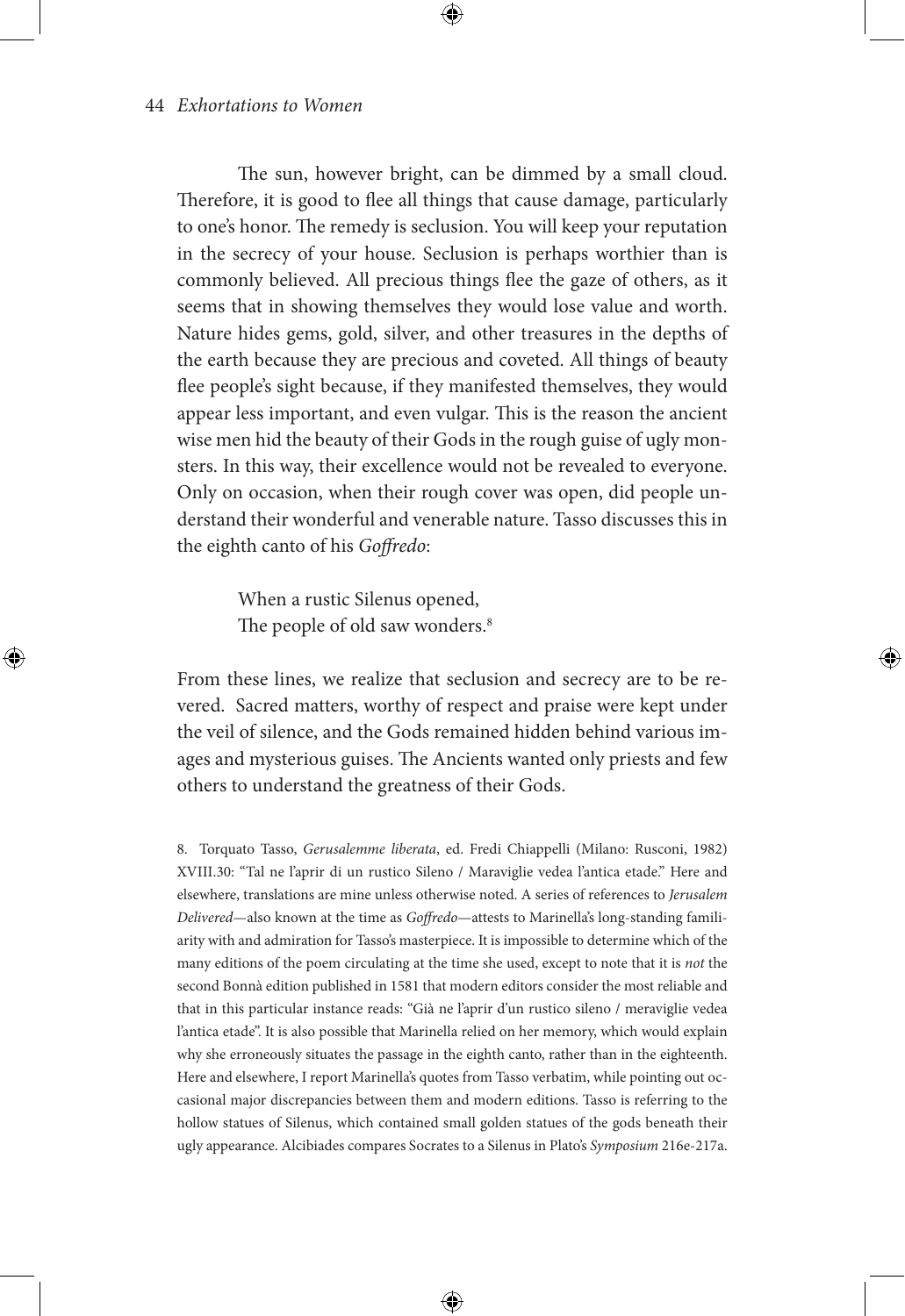The sun, however bright, can be dimmed by a small cloud. Therefore, it is good to flee all things that cause damage, particularly to one's honor. The remedy is seclusion. You will keep your reputation in the secrecy of your house. Seclusion is perhaps worthier than is commonly believed. All precious things flee the gaze of others, as it seems that in showing themselves they would lose value and worth. Nature hides gems, gold, silver, and other treasures in the depths of the earth because they are precious and coveted. All things of beauty flee people's sight because, if they manifested themselves, they would appear less important, and even vulgar. This is the reason the ancient wise men hid the beauty of their Gods in the rough guise of ugly monsters. In this way, their excellence would not be revealed to everyone. Only on occasion, when their rough cover was open, did people understand their wonderful and venerable nature. Tasso discusses this in the eighth canto of his *Goffredo*:

> When a rustic Silenus opened,
> The people of old saw wonders.[8]

From these lines, we realize that seclusion and secrecy are to be revered. Sacred matters, worthy of respect and praise were kept under the veil of silence, and the Gods remained hidden behind various images and mysterious guises. The Ancients wanted only priests and few others to understand the greatness of their Gods.

8. Torquato Tasso, *Gerusalemme liberata*, ed. Fredi Chiappelli (Milano: Rusconi, 1982) XVIII.30: "Tal ne l'aprir di un rustico Sileno / Maraviglie vedea l'antica etade." Here and elsewhere, translations are mine unless otherwise noted. A series of references to *Jerusalem Delivered*—also known at the time as *Goffredo*—attests to Marinella's long-standing familiarity with and admiration for Tasso's masterpiece. It is impossible to determine which of the many editions of the poem circulating at the time she used, except to note that it is *not* the second Bonnà edition published in 1581 that modern editors consider the most reliable and that in this particular instance reads: "Già ne l'aprir d'un rustico sileno / meraviglie vedea l'antica etade". It is also possible that Marinella relied on her memory, which would explain why she erroneously situates the passage in the eighth canto, rather than in the eighteenth. Here and elsewhere, I report Marinella's quotes from Tasso verbatim, while pointing out occasional major discrepancies between them and modern editions. Tasso is referring to the hollow statues of Silenus, which contained small golden statues of the gods beneath their ugly appearance. Alcibiades compares Socrates to a Silenus in Plato's *Symposium* 216e-217a.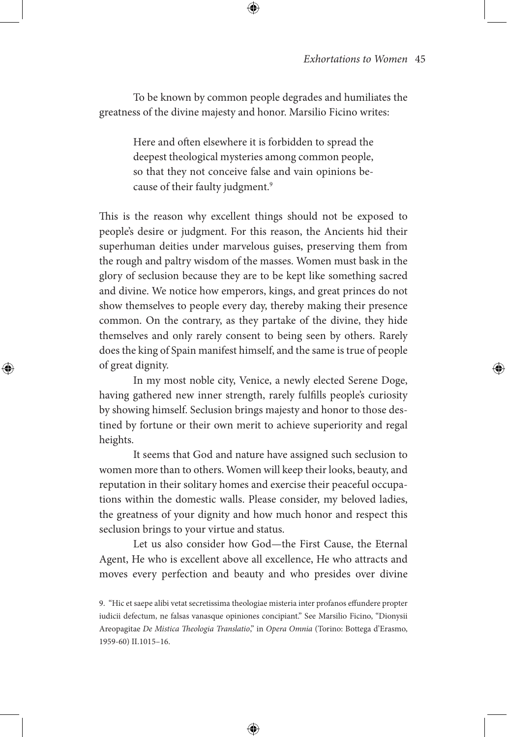To be known by common people degrades and humiliates the greatness of the divine majesty and honor. Marsilio Ficino writes:

> Here and often elsewhere it is forbidden to spread the deepest theological mysteries among common people, so that they not conceive false and vain opinions because of their faulty judgment.[9]

This is the reason why excellent things should not be exposed to people's desire or judgment. For this reason, the Ancients hid their superhuman deities under marvelous guises, preserving them from the rough and paltry wisdom of the masses. Women must bask in the glory of seclusion because they are to be kept like something sacred and divine. We notice how emperors, kings, and great princes do not show themselves to people every day, thereby making their presence common. On the contrary, as they partake of the divine, they hide themselves and only rarely consent to being seen by others. Rarely does the king of Spain manifest himself, and the same is true of people of great dignity.

In my most noble city, Venice, a newly elected Serene Doge, having gathered new inner strength, rarely fulfills people's curiosity by showing himself. Seclusion brings majesty and honor to those destined by fortune or their own merit to achieve superiority and regal heights.

It seems that God and nature have assigned such seclusion to women more than to others. Women will keep their looks, beauty, and reputation in their solitary homes and exercise their peaceful occupations within the domestic walls. Please consider, my beloved ladies, the greatness of your dignity and how much honor and respect this seclusion brings to your virtue and status.

Let us also consider how God—the First Cause, the Eternal Agent, He who is excellent above all excellence, He who attracts and moves every perfection and beauty and who presides over divine

9. "Hic et saepe alibi vetat secretissima theologiae misteria inter profanos effundere propter iudicii defectum, ne falsas vanasque opiniones concipiant." See Marsilio Ficino, "Dionysii Areopagitae *De Mistica Theologia Translatio*," in *Opera Omnia* (Torino: Bottega d'Erasmo, 1959-60) II.1015–16.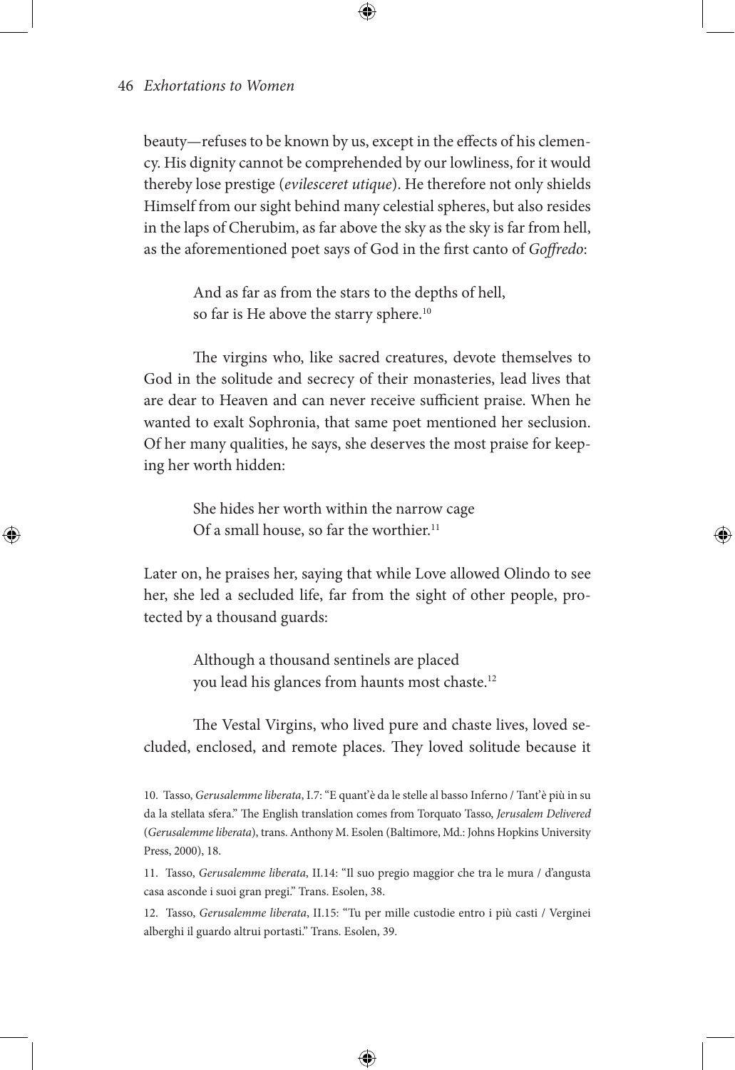beauty—refuses to be known by us, except in the effects of his clemency. His dignity cannot be comprehended by our lowliness, for it would thereby lose prestige (*evilesceret utique*). He therefore not only shields Himself from our sight behind many celestial spheres, but also resides in the laps of Cherubim, as far above the sky as the sky is far from hell, as the aforementioned poet says of God in the first canto of *Goffredo*:

> And as far as from the stars to the depths of hell,
> so far is He above the starry sphere.[10]

The virgins who, like sacred creatures, devote themselves to God in the solitude and secrecy of their monasteries, lead lives that are dear to Heaven and can never receive sufficient praise. When he wanted to exalt Sophronia, that same poet mentioned her seclusion. Of her many qualities, he says, she deserves the most praise for keeping her worth hidden:

> She hides her worth within the narrow cage
> Of a small house, so far the worthier.[11]

Later on, he praises her, saying that while Love allowed Olindo to see her, she led a secluded life, far from the sight of other people, protected by a thousand guards:

> Although a thousand sentinels are placed
> you lead his glances from haunts most chaste.[12]

The Vestal Virgins, who lived pure and chaste lives, loved secluded, enclosed, and remote places. They loved solitude because it

10. Tasso, *Gerusalemme liberata*, I.7: "E quant'è da le stelle al basso Inferno / Tant'è più in su da la stellata sfera." The English translation comes from Torquato Tasso, *Jerusalem Delivered* (*Gerusalemme liberata*), trans. Anthony M. Esolen (Baltimore, Md.: Johns Hopkins University Press, 2000), 18.

11. Tasso, *Gerusalemme liberata*, II.14: "Il suo pregio maggior che tra le mura / d'angusta casa asconde i suoi gran pregi." Trans. Esolen, 38.

12. Tasso, *Gerusalemme liberata*, II.15: "Tu per mille custodie entro i più casti / Verginei alberghi il guardo altrui portasti." Trans. Esolen, 39.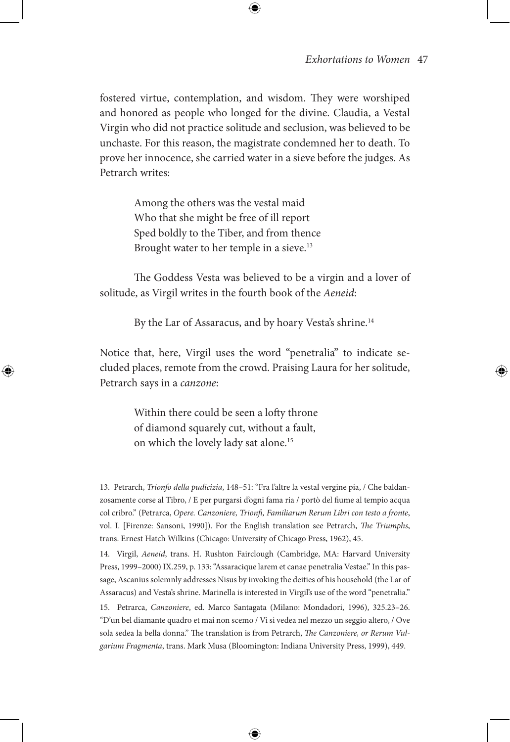fostered virtue, contemplation, and wisdom. They were worshiped and honored as people who longed for the divine. Claudia, a Vestal Virgin who did not practice solitude and seclusion, was believed to be unchaste. For this reason, the magistrate condemned her to death. To prove her innocence, she carried water in a sieve before the judges. As Petrarch writes:

> Among the others was the vestal maid
> Who that she might be free of ill report
> Sped boldly to the Tiber, and from thence
> Brought water to her temple in a sieve.[13]

The Goddess Vesta was believed to be a virgin and a lover of solitude, as Virgil writes in the fourth book of the *Aeneid*:

> By the Lar of Assaracus, and by hoary Vesta's shrine.[14]

Notice that, here, Virgil uses the word "penetralia" to indicate secluded places, remote from the crowd. Praising Laura for her solitude, Petrarch says in a *canzone*:

> Within there could be seen a lofty throne
> of diamond squarely cut, without a fault,
> on which the lovely lady sat alone.[15]

---

13. Petrarch, *Trionfo della pudicizia*, 148–51: "Fra l'altre la vestal vergine pia, / Che baldanzosamente corse al Tibro, / E per purgarsi d'ogni fama ria / portò del fiume al tempio acqua col cribro." (Petrarca, *Opere. Canzoniere, Trionfi, Familiarum Rerum Libri con testo a fronte*, vol. I. [Firenze: Sansoni, 1990]). For the English translation see Petrarch, *The Triumphs*, trans. Ernest Hatch Wilkins (Chicago: University of Chicago Press, 1962), 45.

14. Virgil, *Aeneid*, trans. H. Rushton Fairclough (Cambridge, MA: Harvard University Press, 1999–2000) IX.259, p. 133: "Assaracique larem et canae penetralia Vestae." In this passage, Ascanius solemnly addresses Nisus by invoking the deities of his household (the Lar of Assaracus) and Vesta's shrine. Marinella is interested in Virgil's use of the word "penetralia."

15. Petrarch, *Canzoniere*, ed. Marco Santagata (Milano: Mondadori, 1996), 325.23–26. "D'un bel diamante quadro et mai non scemo / Vi si vedea nel mezzo un seggio altero, / Ove sola sedea la bella donna." The translation is from Petrarch, *The Canzoniere, or Rerum Vulgarium Fragmenta*, trans. Mark Musa (Bloomington: Indiana University Press, 1999), 449.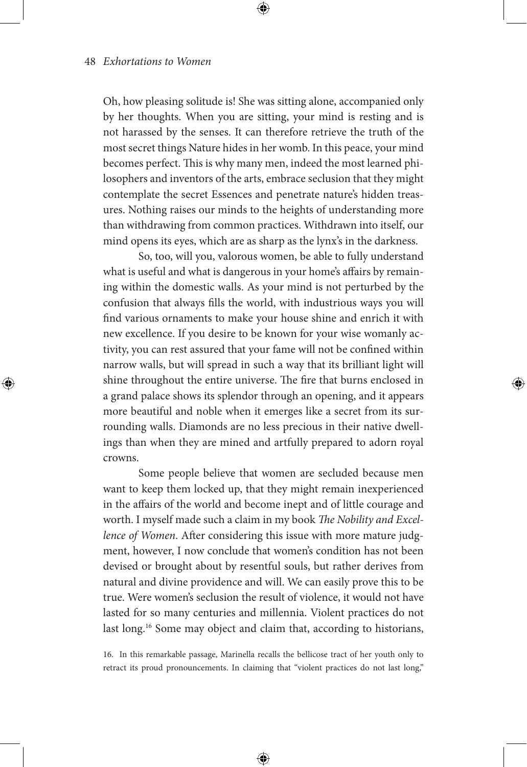Oh, how pleasing solitude is! She was sitting alone, accompanied only by her thoughts. When you are sitting, your mind is resting and is not harassed by the senses. It can therefore retrieve the truth of the most secret things Nature hides in her womb. In this peace, your mind becomes perfect. This is why many men, indeed the most learned philosophers and inventors of the arts, embrace seclusion that they might contemplate the secret Essences and penetrate nature's hidden treasures. Nothing raises our minds to the heights of understanding more than withdrawing from common practices. Withdrawn into itself, our mind opens its eyes, which are as sharp as the lynx's in the darkness.

So, too, will you, valorous women, be able to fully understand what is useful and what is dangerous in your home's affairs by remaining within the domestic walls. As your mind is not perturbed by the confusion that always fills the world, with industrious ways you will find various ornaments to make your house shine and enrich it with new excellence. If you desire to be known for your wise womanly activity, you can rest assured that your fame will not be confined within narrow walls, but will spread in such a way that its brilliant light will shine throughout the entire universe. The fire that burns enclosed in a grand palace shows its splendor through an opening, and it appears more beautiful and noble when it emerges like a secret from its surrounding walls. Diamonds are no less precious in their native dwellings than when they are mined and artfully prepared to adorn royal crowns.

Some people believe that women are secluded because men want to keep them locked up, that they might remain inexperienced in the affairs of the world and become inept and of little courage and worth. I myself made such a claim in my book *The Nobility and Excellence of Women*. After considering this issue with more mature judgment, however, I now conclude that women's condition has not been devised or brought about by resentful souls, but rather derives from natural and divine providence and will. We can easily prove this to be true. Were women's seclusion the result of violence, it would not have lasted for so many centuries and millennia. Violent practices do not last long.[16] Some may object and claim that, according to historians,

16. In this remarkable passage, Marinella recalls the bellicose tract of her youth only to retract its proud pronouncements. In claiming that "violent practices do not last long,"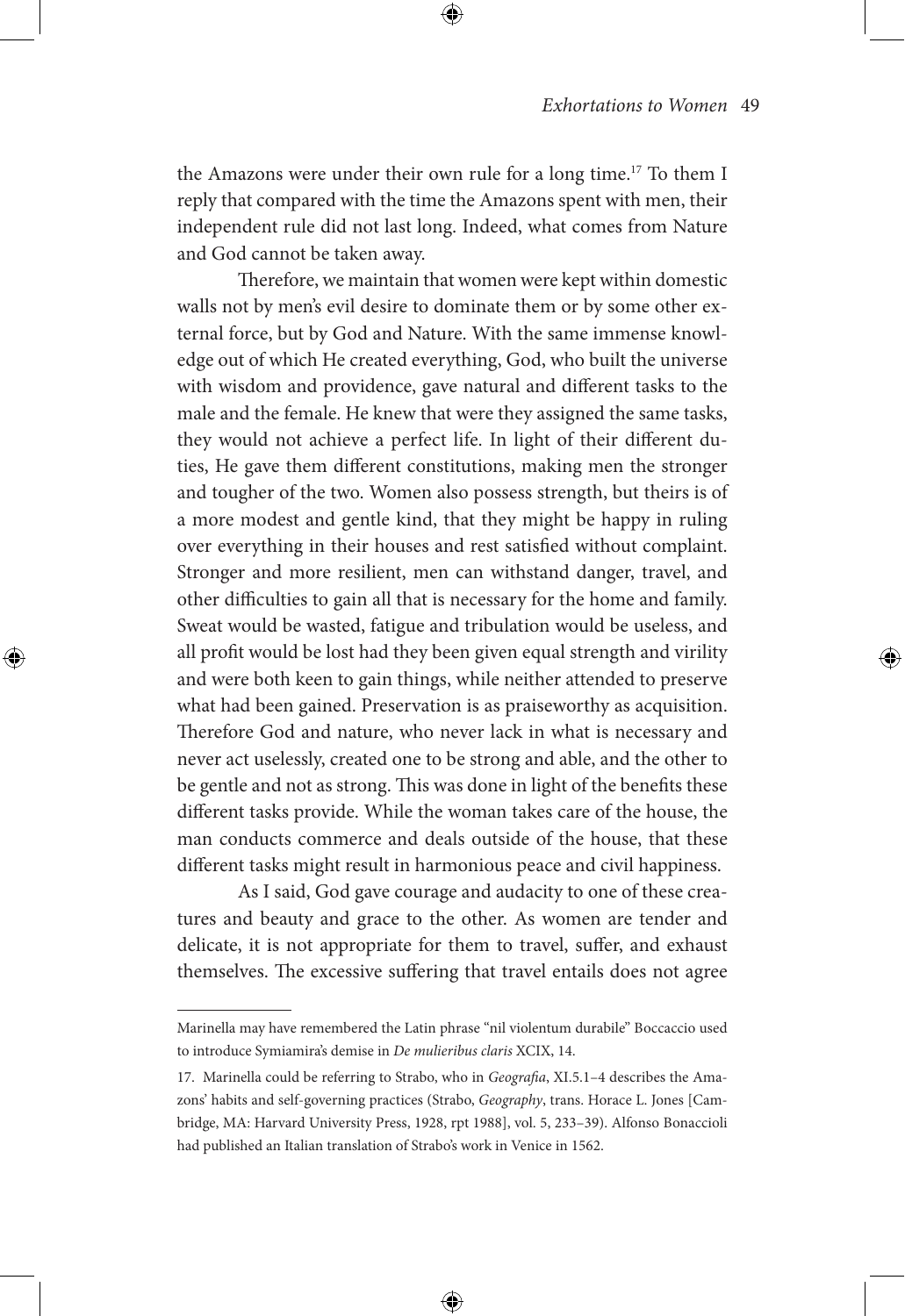the Amazons were under their own rule for a long time.[17] To them I reply that compared with the time the Amazons spent with men, their independent rule did not last long. Indeed, what comes from Nature and God cannot be taken away.

Therefore, we maintain that women were kept within domestic walls not by men's evil desire to dominate them or by some other external force, but by God and Nature. With the same immense knowledge out of which He created everything, God, who built the universe with wisdom and providence, gave natural and different tasks to the male and the female. He knew that were they assigned the same tasks, they would not achieve a perfect life. In light of their different duties, He gave them different constitutions, making men the stronger and tougher of the two. Women also possess strength, but theirs is of a more modest and gentle kind, that they might be happy in ruling over everything in their houses and rest satisfied without complaint. Stronger and more resilient, men can withstand danger, travel, and other difficulties to gain all that is necessary for the home and family. Sweat would be wasted, fatigue and tribulation would be useless, and all profit would be lost had they been given equal strength and virility and were both keen to gain things, while neither attended to preserve what had been gained. Preservation is as praiseworthy as acquisition. Therefore God and nature, who never lack in what is necessary and never act uselessly, created one to be strong and able, and the other to be gentle and not as strong. This was done in light of the benefits these different tasks provide. While the woman takes care of the house, the man conducts commerce and deals outside of the house, that these different tasks might result in harmonious peace and civil happiness.

As I said, God gave courage and audacity to one of these creatures and beauty and grace to the other. As women are tender and delicate, it is not appropriate for them to travel, suffer, and exhaust themselves. The excessive suffering that travel entails does not agree

---

Marinella may have remembered the Latin phrase "nil violentum durabile" Boccaccio used to introduce Symiamira's demise in *De mulieribus claris* XCIX, 14.

17. Marinella could be referring to Strabo, who in *Geografia*, XI.5.1–4 describes the Amazons' habits and self-governing practices (Strabo, *Geography*, trans. Horace L. Jones [Cambridge, MA: Harvard University Press, 1928, rpt 1988], vol. 5, 233–39). Alfonso Bonaccioli had published an Italian translation of Strabo's work in Venice in 1562.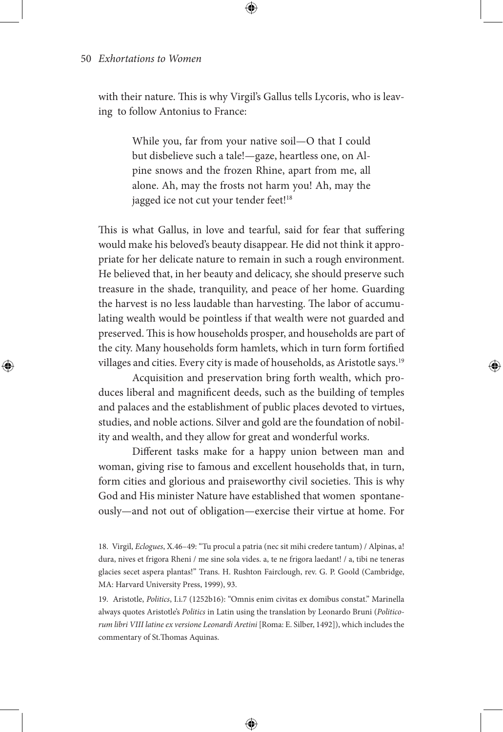with their nature. This is why Virgil's Gallus tells Lycoris, who is leaving to follow Antonius to France:

> While you, far from your native soil—O that I could but disbelieve such a tale!—gaze, heartless one, on Alpine snows and the frozen Rhine, apart from me, all alone. Ah, may the frosts not harm you! Ah, may the jagged ice not cut your tender feet![18]

This is what Gallus, in love and tearful, said for fear that suffering would make his beloved's beauty disappear. He did not think it appropriate for her delicate nature to remain in such a rough environment. He believed that, in her beauty and delicacy, she should preserve such treasure in the shade, tranquility, and peace of her home. Guarding the harvest is no less laudable than harvesting. The labor of accumulating wealth would be pointless if that wealth were not guarded and preserved. This is how households prosper, and households are part of the city. Many households form hamlets, which in turn form fortified villages and cities. Every city is made of households, as Aristotle says.[19]

Acquisition and preservation bring forth wealth, which produces liberal and magnificent deeds, such as the building of temples and palaces and the establishment of public places devoted to virtues, studies, and noble actions. Silver and gold are the foundation of nobility and wealth, and they allow for great and wonderful works.

Different tasks make for a happy union between man and woman, giving rise to famous and excellent households that, in turn, form cities and glorious and praiseworthy civil societies. This is why God and His minister Nature have established that women spontaneously—and not out of obligation—exercise their virtue at home. For

---

18. Virgil, *Eclogues*, X.46–49: "Tu procul a patria (nec sit mihi credere tantum) / Alpinas, a! dura, nives et frigora Rheni / me sine sola vides. a, te ne frigora laedant! / a, tibi ne teneras glacies secet aspera plantas!" Trans. H. Rushton Fairclough, rev. G. P. Goold (Cambridge, MA: Harvard University Press, 1999), 93.

19. Aristotle, *Politics*, I.i.7 (1252b16): "Omnis enim civitas ex domibus constat." Marinella always quotes Aristotle's *Politics* in Latin using the translation by Leonardo Bruni (*Politicorum libri VIII latine ex versione Leonardi Aretini* [Roma: E. Silber, 1492]), which includes the commentary of St.Thomas Aquinas.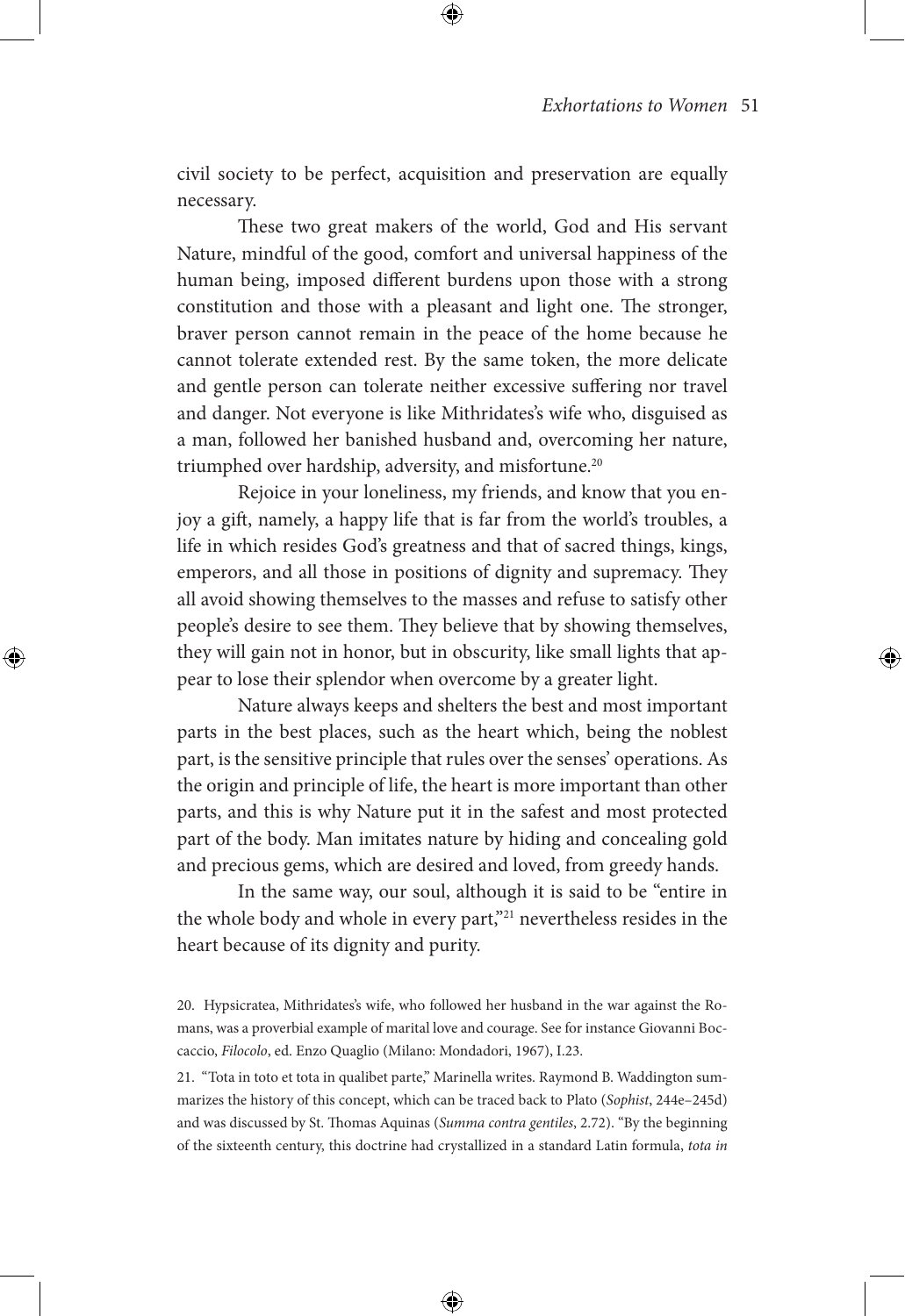civil society to be perfect, acquisition and preservation are equally necessary.

These two great makers of the world, God and His servant Nature, mindful of the good, comfort and universal happiness of the human being, imposed different burdens upon those with a strong constitution and those with a pleasant and light one. The stronger, braver person cannot remain in the peace of the home because he cannot tolerate extended rest. By the same token, the more delicate and gentle person can tolerate neither excessive suffering nor travel and danger. Not everyone is like Mithridates's wife who, disguised as a man, followed her banished husband and, overcoming her nature, triumphed over hardship, adversity, and misfortune.[20]

Rejoice in your loneliness, my friends, and know that you enjoy a gift, namely, a happy life that is far from the world's troubles, a life in which resides God's greatness and that of sacred things, kings, emperors, and all those in positions of dignity and supremacy. They all avoid showing themselves to the masses and refuse to satisfy other people's desire to see them. They believe that by showing themselves, they will gain not in honor, but in obscurity, like small lights that appear to lose their splendor when overcome by a greater light.

Nature always keeps and shelters the best and most important parts in the best places, such as the heart which, being the noblest part, is the sensitive principle that rules over the senses' operations. As the origin and principle of life, the heart is more important than other parts, and this is why Nature put it in the safest and most protected part of the body. Man imitates nature by hiding and concealing gold and precious gems, which are desired and loved, from greedy hands.

In the same way, our soul, although it is said to be "entire in the whole body and whole in every part,"[21] nevertheless resides in the heart because of its dignity and purity.

20. Hypsicratea, Mithridates's wife, who followed her husband in the war against the Romans, was a proverbial example of marital love and courage. See for instance Giovanni Boccaccio, *Filocolo*, ed. Enzo Quaglio (Milano: Mondadori, 1967), I.23.

21. "Tota in toto et tota in qualibet parte," Marinella writes. Raymond B. Waddington summarizes the history of this concept, which can be traced back to Plato (*Sophist*, 244e–245d) and was discussed by St. Thomas Aquinas (*Summa contra gentiles*, 2.72). "By the beginning of the sixteenth century, this doctrine had crystallized in a standard Latin formula, *tota in*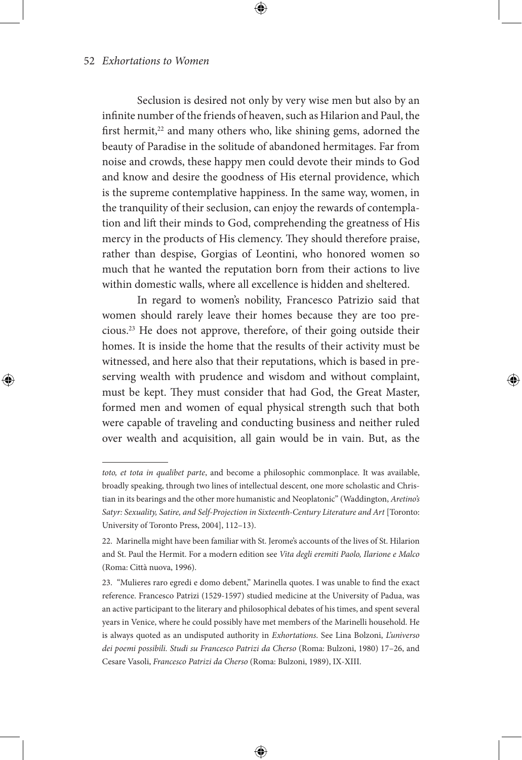Seclusion is desired not only by very wise men but also by an infinite number of the friends of heaven, such as Hilarion and Paul, the first hermit,[22] and many others who, like shining gems, adorned the beauty of Paradise in the solitude of abandoned hermitages. Far from noise and crowds, these happy men could devote their minds to God and know and desire the goodness of His eternal providence, which is the supreme contemplative happiness. In the same way, women, in the tranquility of their seclusion, can enjoy the rewards of contemplation and lift their minds to God, comprehending the greatness of His mercy in the products of His clemency. They should therefore praise, rather than despise, Gorgias of Leontini, who honored women so much that he wanted the reputation born from their actions to live within domestic walls, where all excellence is hidden and sheltered.

In regard to women's nobility, Francesco Patrizio said that women should rarely leave their homes because they are too precious.[23] He does not approve, therefore, of their going outside their homes. It is inside the home that the results of their activity must be witnessed, and here also that their reputations, which is based in preserving wealth with prudence and wisdom and without complaint, must be kept. They must consider that had God, the Great Master, formed men and women of equal physical strength such that both were capable of traveling and conducting business and neither ruled over wealth and acquisition, all gain would be in vain. But, as the

---

*toto, et tota in qualibet parte*, and become a philosophic commonplace. It was available, broadly speaking, through two lines of intellectual descent, one more scholastic and Christian in its bearings and the other more humanistic and Neoplatonic" (Waddington, *Aretino's Satyr: Sexuality, Satire, and Self-Projection in Sixteenth-Century Literature and Art* [Toronto: University of Toronto Press, 2004], 112–13).

22. Marinella might have been familiar with St. Jerome's accounts of the lives of St. Hilarion and St. Paul the Hermit. For a modern edition see *Vita degli eremiti Paolo, Ilarione e Malco* (Roma: Città nuova, 1996).

23. "Mulieres raro egredi e domo debent," Marinella quotes. I was unable to find the exact reference. Francesco Patrizi (1529-1597) studied medicine at the University of Padua, was an active participant to the literary and philosophical debates of his times, and spent several years in Venice, where he could possibly have met members of the Marinelli household. He is always quoted as an undisputed authority in *Exhortations*. See Lina Bolzoni, *L'universo dei poemi possibili. Studi su Francesco Patrizi da Cherso* (Roma: Bulzoni, 1980) 17–26, and Cesare Vasoli, *Francesco Patrizi da Cherso* (Roma: Bulzoni, 1989), IX-XIII.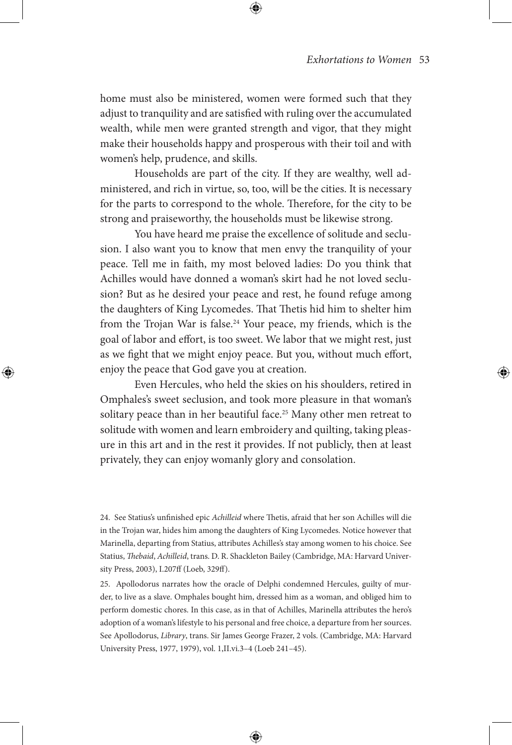home must also be ministered, women were formed such that they adjust to tranquility and are satisfied with ruling over the accumulated wealth, while men were granted strength and vigor, that they might make their households happy and prosperous with their toil and with women's help, prudence, and skills.

Households are part of the city. If they are wealthy, well administered, and rich in virtue, so, too, will be the cities. It is necessary for the parts to correspond to the whole. Therefore, for the city to be strong and praiseworthy, the households must be likewise strong.

You have heard me praise the excellence of solitude and seclusion. I also want you to know that men envy the tranquility of your peace. Tell me in faith, my most beloved ladies: Do you think that Achilles would have donned a woman's skirt had he not loved seclusion? But as he desired your peace and rest, he found refuge among the daughters of King Lycomedes. That Thetis hid him to shelter him from the Trojan War is false.[24] Your peace, my friends, which is the goal of labor and effort, is too sweet. We labor that we might rest, just as we fight that we might enjoy peace. But you, without much effort, enjoy the peace that God gave you at creation.

Even Hercules, who held the skies on his shoulders, retired in Omphales's sweet seclusion, and took more pleasure in that woman's solitary peace than in her beautiful face.[25] Many other men retreat to solitude with women and learn embroidery and quilting, taking pleasure in this art and in the rest it provides. If not publicly, then at least privately, they can enjoy womanly glory and consolation.

24. See Statius's unfinished epic *Achilleid* where Thetis, afraid that her son Achilles will die in the Trojan war, hides him among the daughters of King Lycomedes. Notice however that Marinella, departing from Statius, attributes Achilles's stay among women to his choice. See Statius, *Thebaid*, *Achilleid*, trans. D. R. Shackleton Bailey (Cambridge, MA: Harvard University Press, 2003), I.207ff (Loeb, 329ff).

25. Apollodorus narrates how the oracle of Delphi condemned Hercules, guilty of murder, to live as a slave. Omphales bought him, dressed him as a woman, and obliged him to perform domestic chores. In this case, as in that of Achilles, Marinella attributes the hero's adoption of a woman's lifestyle to his personal and free choice, a departure from her sources. See Apollodorus, *Library*, trans. Sir James George Frazer, 2 vols. (Cambridge, MA: Harvard University Press, 1977, 1979), vol. 1,II.vi.3–4 (Loeb 241–45).